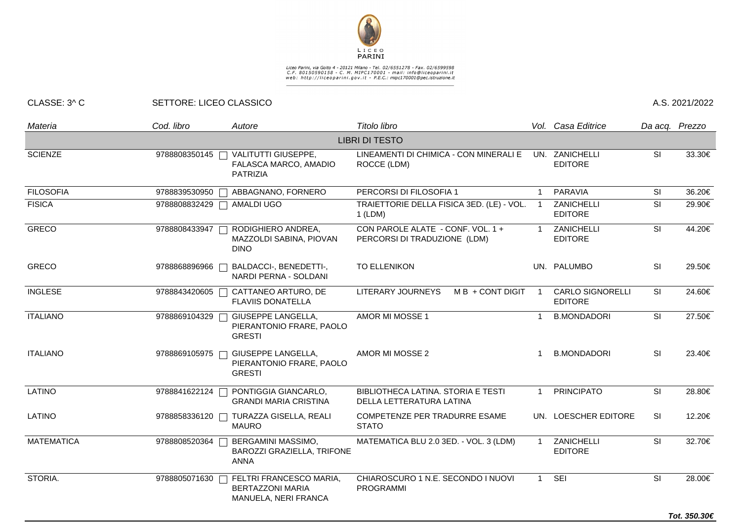LICEO PARINI

Liceo Parini, via Goito 4 - 20121 Milano - Tel. 02/6551278 - Fax. 02/6599598
C.F. 80150590158 - C. M. MIPC170001 - mail: info@liceoparini.it
web: http://liceoparini.gov.it - P.E.C.: mipc170001@pec.istruzione.it

CLASSE: 3^ C | SETTORE: LICEO CLASSICO | A.S. 2021/2022

| *Materia* | *Cod. libro* | *Autore* | *Titolo libro* | *Vol.* | *Casa Editrice* | *Da acq.* | *Prezzo* |
|---|---|---|---|---|---|---|---|
| | | | LIBRI DI TESTO | | | | |
| SCIENZE | 9788808350145 | VALITUTTI GIUSEPPE, FALASCA MARCO, AMADIO PATRIZIA | LINEAMENTI DI CHIMICA - CON MINERALI E ROCCE (LDM) | UN. | ZANICHELLI EDITORE | SI | 33.30€ |
| FILOSOFIA | 9788839530950 | ABBAGNANO, FORNERO | PERCORSI DI FILOSOFIA 1 | 1 | PARAVIA | SI | 36.20€ |
| FISICA | 9788808832429 | AMALDI UGO | TRAIETTORIE DELLA FISICA 3ED. (LE) - VOL. 1 (LDM) | 1 | ZANICHELLI EDITORE | SI | 29.90€ |
| GRECO | 9788808433947 | RODIGHIERO ANDREA, MAZZOLDI SABINA, PIOVAN DINO | CON PAROLE ALATE - CONF. VOL. 1 + PERCORSI DI TRADUZIONE (LDM) | 1 | ZANICHELLI EDITORE | SI | 44.20€ |
| GRECO | 9788868896966 | BALDACCI-, BENEDETTI-, NARDI PERNA - SOLDANI | TO ELLENIKON | UN. | PALUMBO | SI | 29.50€ |
| INGLESE | 9788843420605 | CATTANEO ARTURO, DE FLAVIIS DONATELLA | LITERARY JOURNEYS M B + CONT DIGIT | 1 | CARLO SIGNORELLI EDITORE | SI | 24.60€ |
| ITALIANO | 9788869104329 | GIUSEPPE LANGELLA, PIERANTONIO FRARE, PAOLO GRESTI | AMOR MI MOSSE 1 | 1 | B.MONDADORI | SI | 27.50€ |
| ITALIANO | 9788869105975 | GIUSEPPE LANGELLA, PIERANTONIO FRARE, PAOLO GRESTI | AMOR MI MOSSE 2 | 1 | B.MONDADORI | SI | 23.40€ |
| LATINO | 9788841622124 | PONTIGGIA GIANCARLO, GRANDI MARIA CRISTINA | BIBLIOTHECA LATINA. STORIA E TESTI DELLA LETTERATURA LATINA | 1 | PRINCIPATO | SI | 28.80€ |
| LATINO | 9788858336120 | TURAZZA GISELLA, REALI MAURO | COMPETENZE PER TRADURRE ESAME STATO | UN. | LOESCHER EDITORE | SI | 12.20€ |
| MATEMATICA | 9788808520364 | BERGAMINI MASSIMO, BAROZZI GRAZIELLA, TRIFONE ANNA | MATEMATICA BLU 2.0 3ED. - VOL. 3 (LDM) | 1 | ZANICHELLI EDITORE | SI | 32.70€ |
| STORIA. | 9788805071630 | FELTRI FRANCESCO MARIA, BERTAZZONI MARIA MANUELA, NERI FRANCA | CHIAROSCURO 1 N.E. SECONDO I NUOVI PROGRAMMI | 1 | SEI | SI | 28.00€ |

***Tot. 350.30€***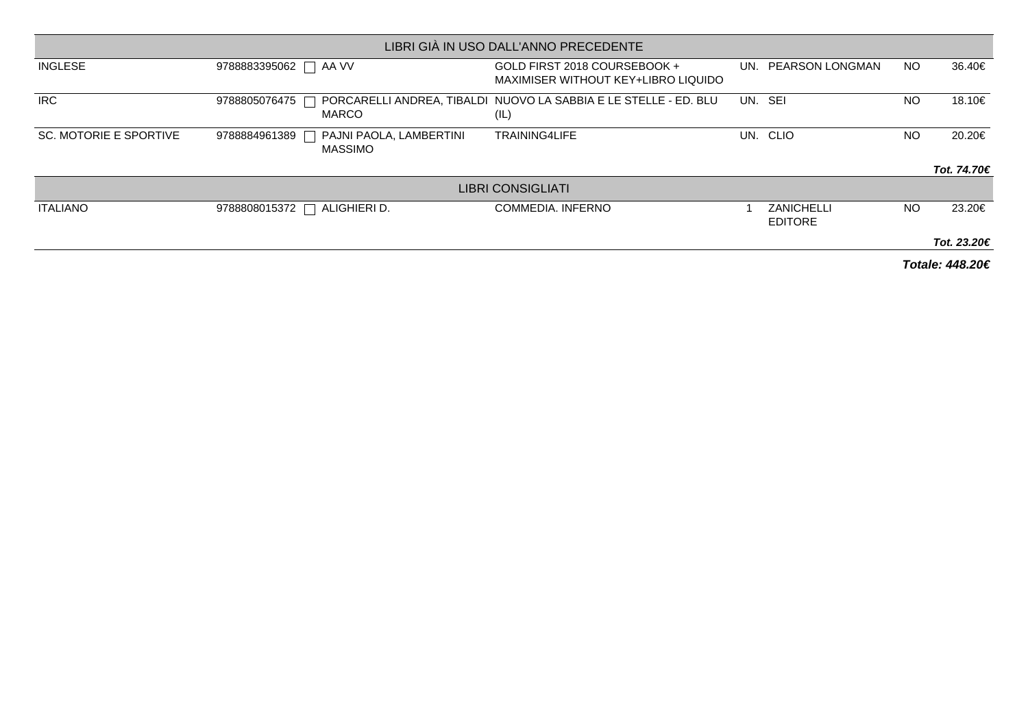| | | | | | | | |
|---|---|---|---|---|---|---|---|
| **LIBRI GIÀ IN USO DALL'ANNO PRECEDENTE** | | | | | | | |
| INGLESE | 9788883395062 ☐ | AA VV | GOLD FIRST 2018 COURSEBOOK + MAXIMISER WITHOUT KEY+LIBRO LIQUIDO | UN. | PEARSON LONGMAN | NO | 36.40€ |
| IRC | 9788805076475 ☐ | PORCARELLI ANDREA, TIBALDI MARCO | NUOVO LA SABBIA E LE STELLE - ED. BLU (IL) | UN. | SEI | NO | 18.10€ |
| SC. MOTORIE E SPORTIVE | 9788884961389 ☐ | PAJNI PAOLA, LAMBERTINI MASSIMO | TRAINING4LIFE | UN. | CLIO | NO | 20.20€ |
| | | | | | | | ***Tot. 74.70€*** |
| **LIBRI CONSIGLIATI** | | | | | | | |
| ITALIANO | 9788808015372 ☐ | ALIGHIERI D. | COMMEDIA. INFERNO | 1 | ZANICHELLI EDITORE | NO | 23.20€ |
| | | | | | | | ***Tot. 23.20€*** |

***Totale: 448.20€***